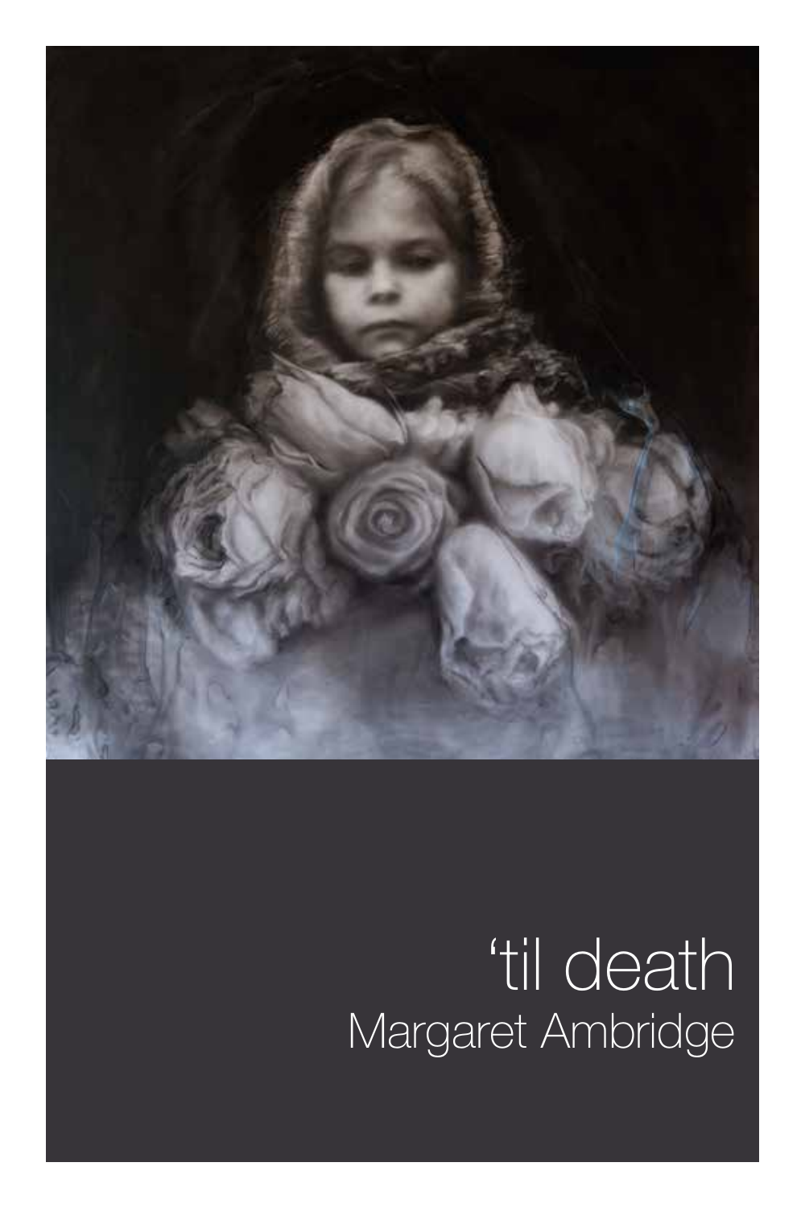# ‘til death

Margaret Ambridge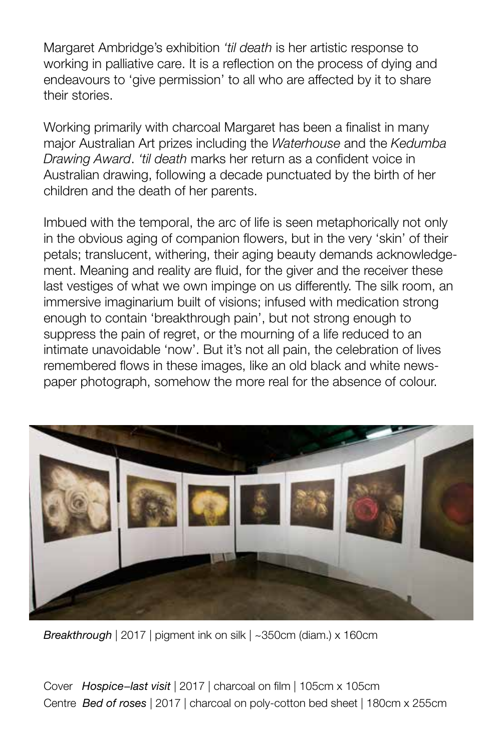Margaret Ambridge's exhibition *'til death* is her artistic response to working in palliative care. It is a reflection on the process of dying and endeavours to 'give permission' to all who are affected by it to share their stories.

Working primarily with charcoal Margaret has been a finalist in many major Australian Art prizes including the *Waterhouse* and the *Kedumba Drawing Award*. *'til death* marks her return as a confident voice in Australian drawing, following a decade punctuated by the birth of her children and the death of her parents.

Imbued with the temporal, the arc of life is seen metaphorically not only in the obvious aging of companion flowers, but in the very 'skin' of their petals; translucent, withering, their aging beauty demands acknowledgement. Meaning and reality are fluid, for the giver and the receiver these last vestiges of what we own impinge on us differently. The silk room, an immersive imaginarium built of visions; infused with medication strong enough to contain 'breakthrough pain', but not strong enough to suppress the pain of regret, or the mourning of a life reduced to an intimate unavoidable 'now'. But it's not all pain, the celebration of lives remembered flows in these images, like an old black and white newspaper photograph, somehow the more real for the absence of colour.

*Breakthrough* | 2017 | pigment ink on silk | ~350cm (diam.) x 160cm

Cover *Hospice–last visit* | 2017 | charcoal on film | 105cm x 105cm

Centre *Bed of roses* | 2017 | charcoal on poly-cotton bed sheet | 180cm x 255cm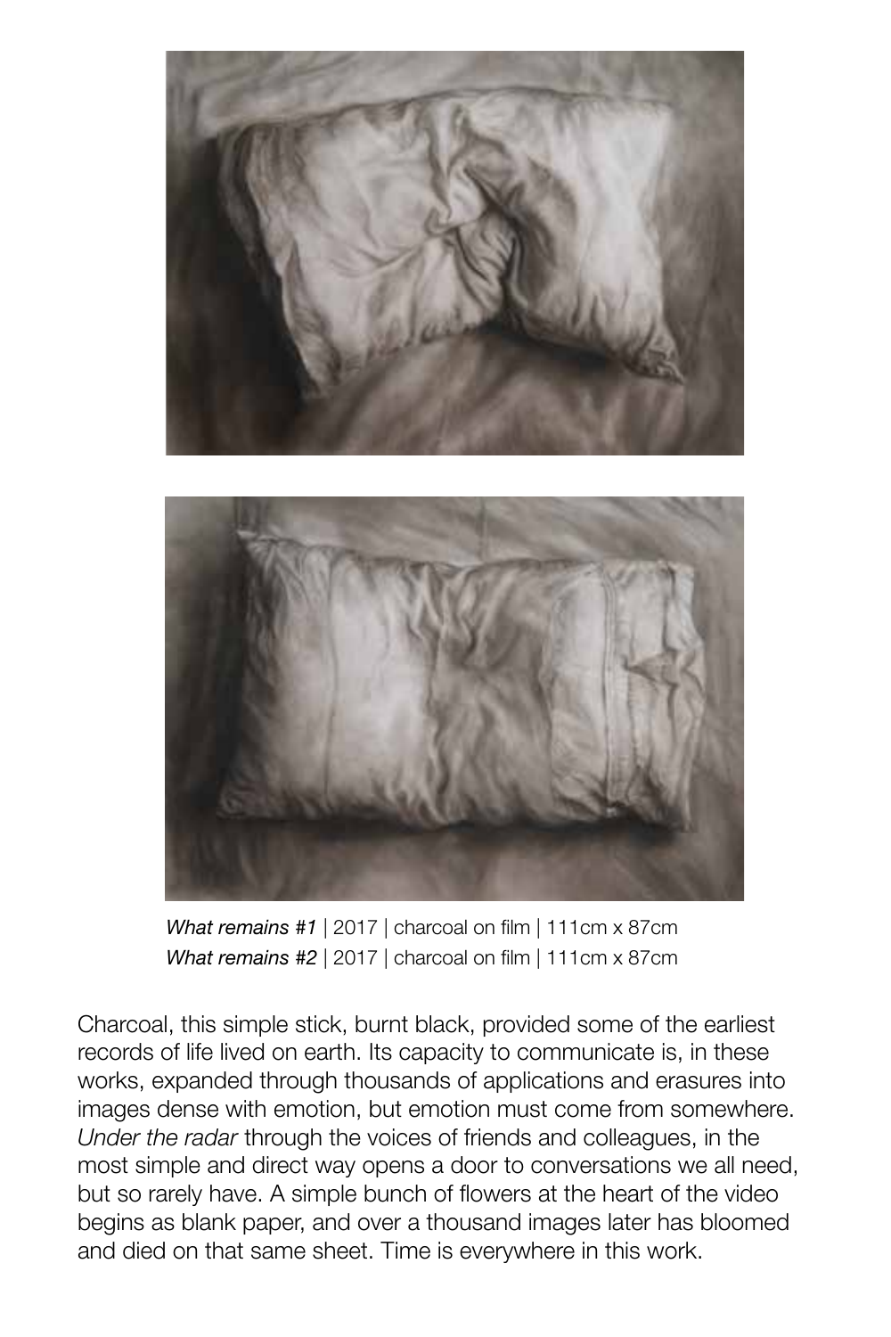*What remains #1* | 2017 | charcoal on film | 111cm x 87cm
*What remains #2* | 2017 | charcoal on film | 111cm x 87cm

Charcoal, this simple stick, burnt black, provided some of the earliest records of life lived on earth. Its capacity to communicate is, in these works, expanded through thousands of applications and erasures into images dense with emotion, but emotion must come from somewhere. *Under the radar* through the voices of friends and colleagues, in the most simple and direct way opens a door to conversations we all need, but so rarely have. A simple bunch of flowers at the heart of the video begins as blank paper, and over a thousand images later has bloomed and died on that same sheet. Time is everywhere in this work.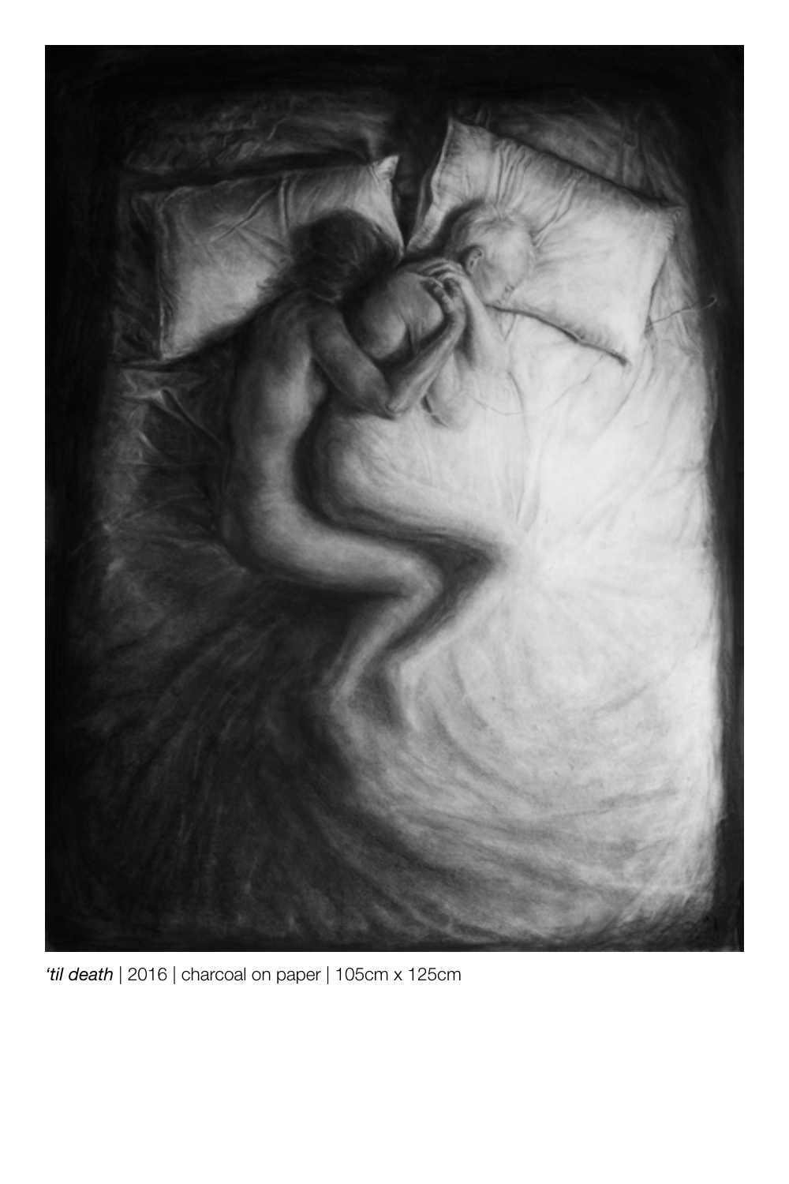*'til death* | 2016 | charcoal on paper | 105cm x 125cm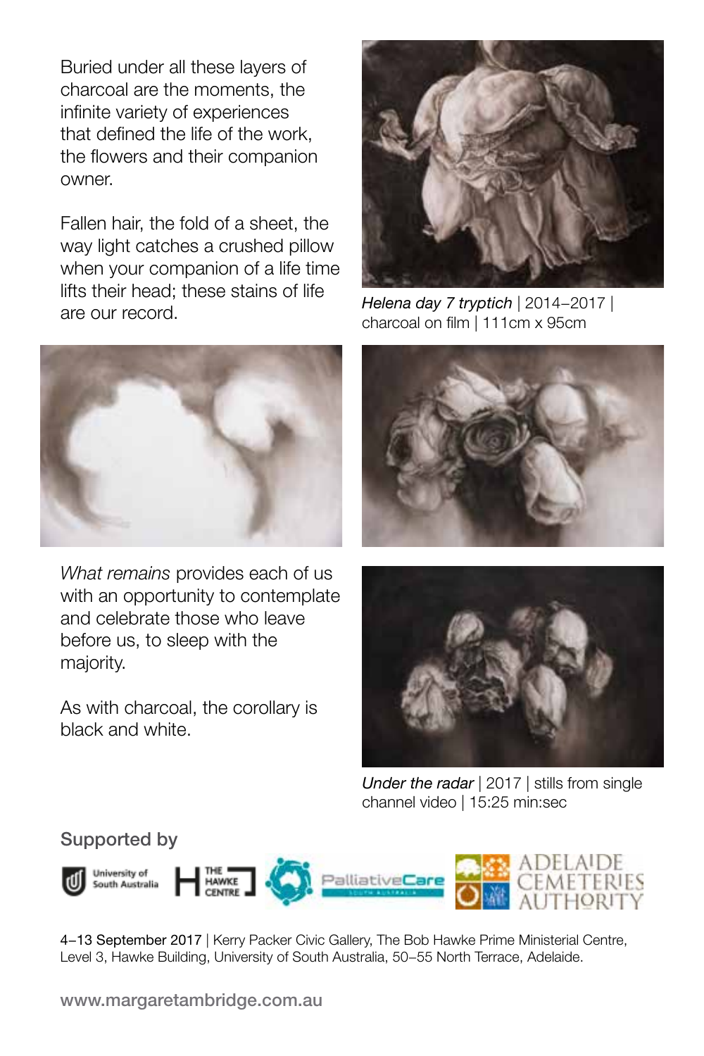Buried under all these layers of charcoal are the moments, the infinite variety of experiences that defined the life of the work, the flowers and their companion owner.

Fallen hair, the fold of a sheet, the way light catches a crushed pillow when your companion of a life time lifts their head; these stains of life are our record.

*Helena day 7 tryptich* | 2014–2017 | charcoal on film | 111cm x 95cm

*What remains* provides each of us with an opportunity to contemplate and celebrate those who leave before us, to sleep with the majority.

As with charcoal, the corollary is black and white.

*Under the radar* | 2017 | stills from single channel video | 15:25 min:sec

Supported by

University of South Australia | The Hawke Centre | PalliativeCare South Australia | Adelaide Cemeteries Authority

4–13 September 2017 | Kerry Packer Civic Gallery, The Bob Hawke Prime Ministerial Centre, Level 3, Hawke Building, University of South Australia, 50–55 North Terrace, Adelaide.

www.margaretambridge.com.au